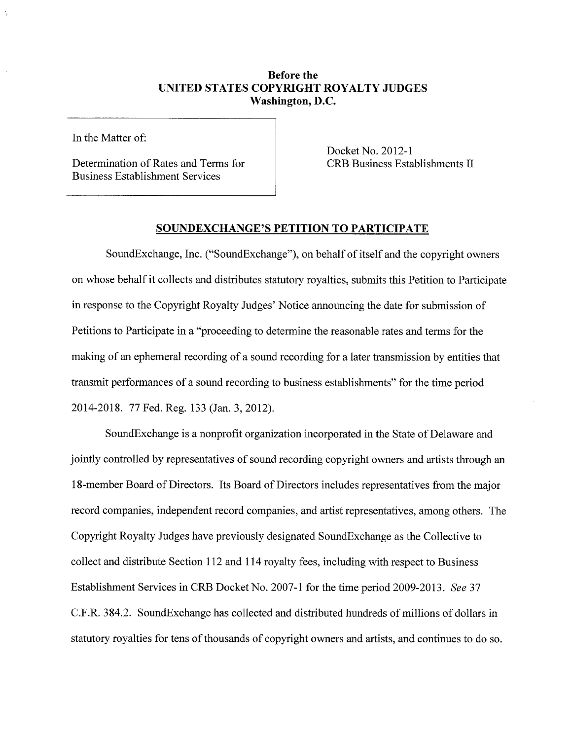**Before the**
**UNITED STATES COPYRIGHT ROYALTY JUDGES**
**Washington, D.C.**

| In the Matter of: Determination of Rates and Terms for Business Establishment Services | Docket No. 2012-1 CRB Business Establishments II |
|---|---|

## SOUNDEXCHANGE'S PETITION TO PARTICIPATE

SoundExchange, Inc. ("SoundExchange"), on behalf of itself and the copyright owners on whose behalf it collects and distributes statutory royalties, submits this Petition to Participate in response to the Copyright Royalty Judges' Notice announcing the date for submission of Petitions to Participate in a "proceeding to determine the reasonable rates and terms for the making of an ephemeral recording of a sound recording for a later transmission by entities that transmit performances of a sound recording to business establishments" for the time period 2014-2018. 77 Fed. Reg. 133 (Jan. 3, 2012).

SoundExchange is a nonprofit organization incorporated in the State of Delaware and jointly controlled by representatives of sound recording copyright owners and artists through an 18-member Board of Directors. Its Board of Directors includes representatives from the major record companies, independent record companies, and artist representatives, among others. The Copyright Royalty Judges have previously designated SoundExchange as the Collective to collect and distribute Section 112 and 114 royalty fees, including with respect to Business Establishment Services in CRB Docket No. 2007-1 for the time period 2009-2013. *See* 37 C.F.R. 384.2. SoundExchange has collected and distributed hundreds of millions of dollars in statutory royalties for tens of thousands of copyright owners and artists, and continues to do so.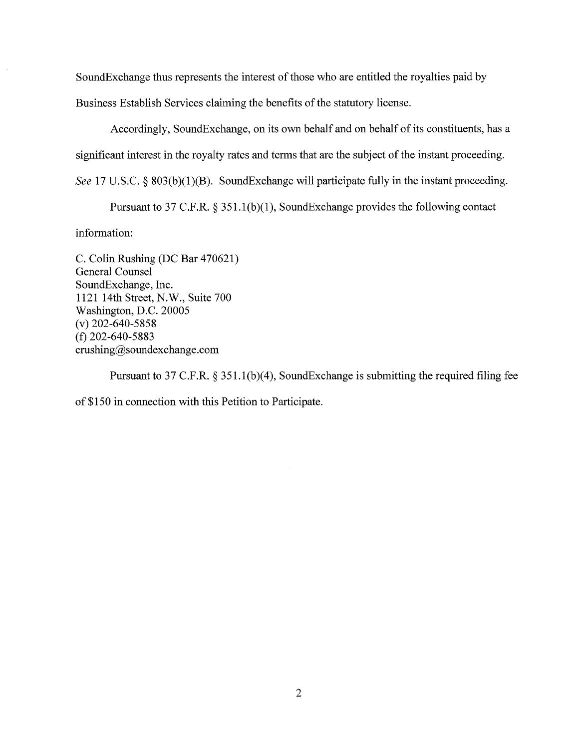SoundExchange thus represents the interest of those who are entitled the royalties paid by Business Establish Services claiming the benefits of the statutory license.

Accordingly, SoundExchange, on its own behalf and on behalf of its constituents, has a significant interest in the royalty rates and terms that are the subject of the instant proceeding. *See* 17 U.S.C. § 803(b)(1)(B). SoundExchange will participate fully in the instant proceeding.

Pursuant to 37 C.F.R. § 351.1(b)(1), SoundExchange provides the following contact information:

C. Colin Rushing (DC Bar 470621)
General Counsel
SoundExchange, Inc.
1121 14th Street, N.W., Suite 700
Washington, D.C. 20005
(v) 202-640-5858
(f) 202-640-5883
crushing@soundexchange.com

Pursuant to 37 C.F.R. § 351.1(b)(4), SoundExchange is submitting the required filing fee of $150 in connection with this Petition to Participate.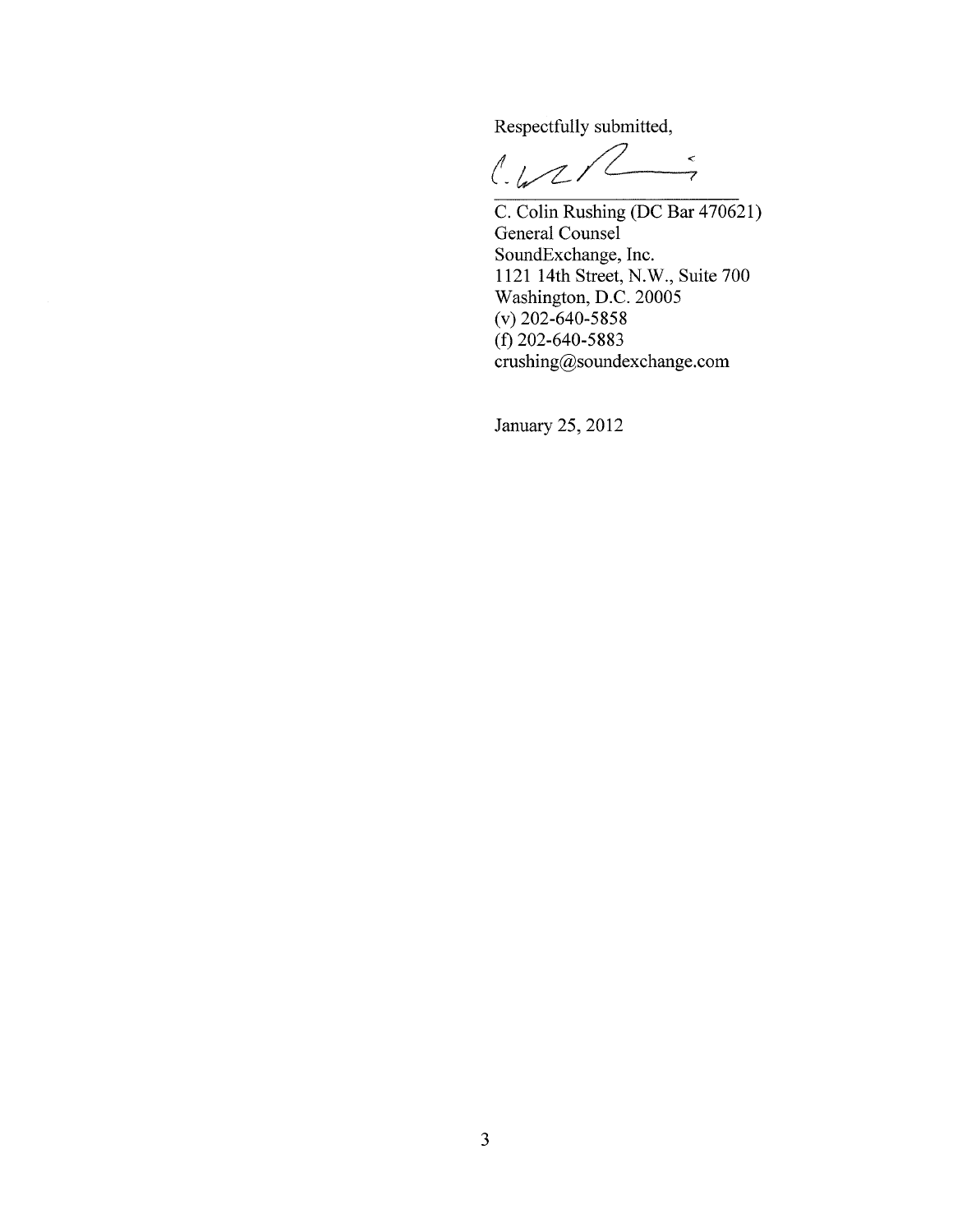Respectfully submitted,

C. Colin Rushing (DC Bar 470621)
General Counsel
SoundExchange, Inc.
1121 14th Street, N.W., Suite 700
Washington, D.C. 20005
(v) 202-640-5858
(f) 202-640-5883
crushing@soundexchange.com

January 25, 2012